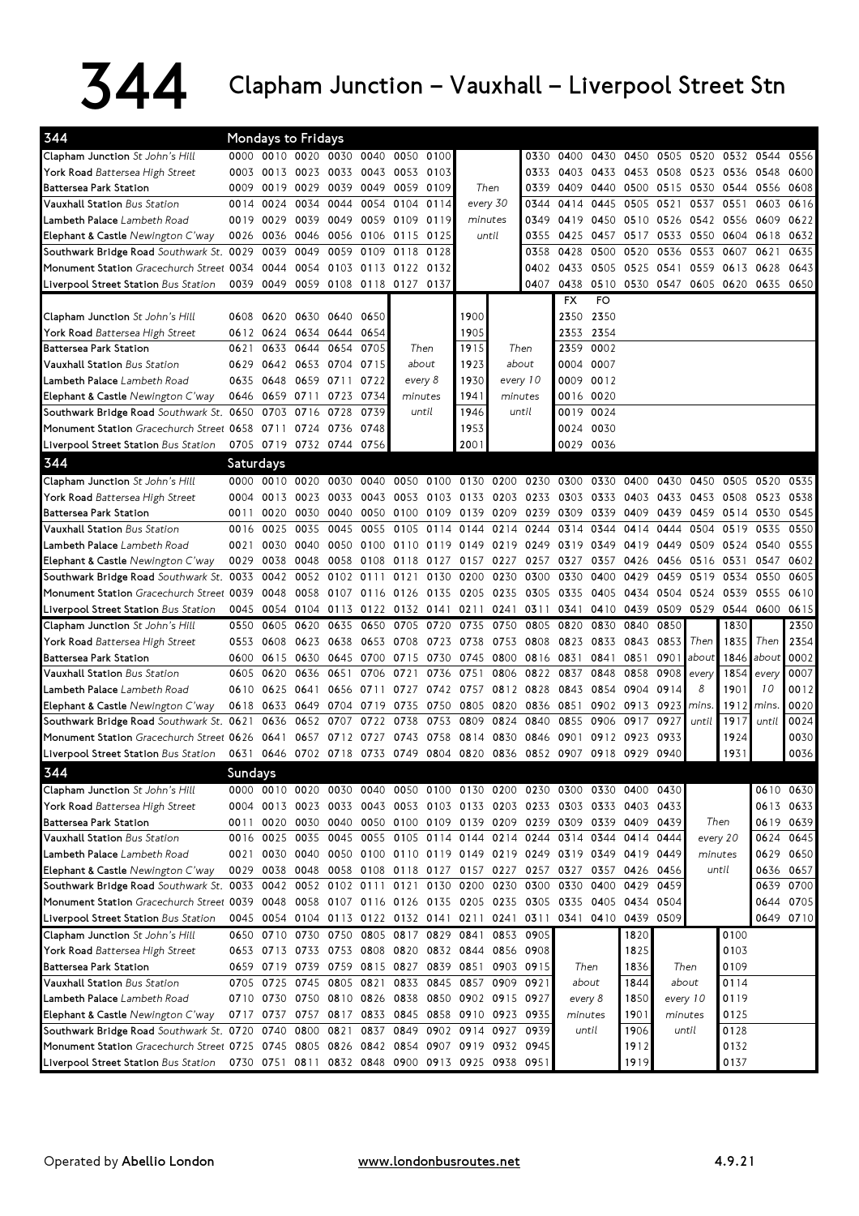# 344 Clapham Junction – Vauxhall – Liverpool Street Stn

## Mondays to Fridays

| 344 | | | | | | | | | | | | | | | | | | |
|---|---|---|---|---|---|---|---|---|---|---|---|---|---|---|---|---|---|---|
| Clapham Junction *St John's Hill* | 0000 | 0010 | 0020 | 0030 | 0040 | 0050 | 0100 | | 0330 | 0400 | 0430 | 0450 | 0505 | 0520 | 0532 | 0544 | 0556 |
| York Road *Battersea High Street* | 0003 | 0013 | 0023 | 0033 | 0043 | 0053 | 0103 | | 0333 | 0403 | 0433 | 0453 | 0508 | 0523 | 0536 | 0548 | 0600 |
| Battersea Park Station | 0009 | 0019 | 0029 | 0039 | 0049 | 0059 | 0109 | Then | 0339 | 0409 | 0440 | 0500 | 0515 | 0530 | 0544 | 0556 | 0608 |
| Vauxhall Station *Bus Station* | 0014 | 0024 | 0034 | 0044 | 0054 | 0104 | 0114 | every 30 | 0344 | 0414 | 0445 | 0505 | 0521 | 0537 | 0551 | 0603 | 0616 |
| Lambeth Palace *Lambeth Road* | 0019 | 0029 | 0039 | 0049 | 0059 | 0109 | 0119 | minutes | 0349 | 0419 | 0450 | 0510 | 0526 | 0542 | 0556 | 0609 | 0622 |
| Elephant & Castle *Newington C'way* | 0026 | 0036 | 0046 | 0056 | 0106 | 0115 | 0125 | until | 0355 | 0425 | 0457 | 0517 | 0533 | 0550 | 0604 | 0618 | 0632 |
| Southwark Bridge Road *Southwark St.* | 0029 | 0039 | 0049 | 0059 | 0109 | 0118 | 0128 | | 0358 | 0428 | 0500 | 0520 | 0536 | 0553 | 0607 | 0621 | 0635 |
| Monument Station *Gracechurch Street* | 0034 | 0044 | 0054 | 0103 | 0113 | 0122 | 0132 | | 0402 | 0433 | 0505 | 0525 | 0541 | 0559 | 0613 | 0628 | 0643 |
| Liverpool Street Station *Bus Station* | 0039 | 0049 | 0059 | 0108 | 0118 | 0127 | 0137 | | 0407 | 0438 | 0510 | 0530 | 0547 | 0605 | 0620 | 0635 | 0650 |

| | | | | | | | | | | FX | FO |
|---|---|---|---|---|---|---|---|---|---|---|---|
| Clapham Junction *St John's Hill* | 0608 | 0620 | 0630 | 0640 | 0650 | | 1900 | | 2350 | 2350 |
| York Road *Battersea High Street* | 0612 | 0624 | 0634 | 0644 | 0654 | | 1905 | | 2353 | 2354 |
| Battersea Park Station | 0621 | 0633 | 0644 | 0654 | 0705 | Then | 1915 | Then | 2359 | 0002 |
| Vauxhall Station *Bus Station* | 0629 | 0642 | 0653 | 0704 | 0715 | about | 1923 | about | 0004 | 0007 |
| Lambeth Palace *Lambeth Road* | 0635 | 0648 | 0659 | 0711 | 0722 | every 8 | 1930 | every 10 | 0009 | 0012 |
| Elephant & Castle *Newington C'way* | 0646 | 0659 | 0711 | 0723 | 0734 | minutes | 1941 | minutes | 0016 | 0020 |
| Southwark Bridge Road *Southwark St.* | 0650 | 0703 | 0716 | 0728 | 0739 | until | 1946 | until | 0019 | 0024 |
| Monument Station *Gracechurch Street* | 0658 | 0711 | 0724 | 0736 | 0748 | | 1953 | | 0024 | 0030 |
| Liverpool Street Station *Bus Station* | 0705 | 0719 | 0732 | 0744 | 0756 | | 2001 | | 0029 | 0036 |

## Saturdays

| 344 | | | | | | | | | | | | | | | | | | |
|---|---|---|---|---|---|---|---|---|---|---|---|---|---|---|---|---|---|---|
| Clapham Junction *St John's Hill* | 0000 | 0010 | 0020 | 0030 | 0040 | 0050 | 0100 | 0130 | 0200 | 0230 | 0300 | 0330 | 0400 | 0430 | 0450 | 0505 | 0520 | 0535 |
| York Road *Battersea High Street* | 0004 | 0013 | 0023 | 0033 | 0043 | 0053 | 0103 | 0133 | 0203 | 0233 | 0303 | 0333 | 0403 | 0433 | 0453 | 0508 | 0523 | 0538 |
| Battersea Park Station | 0011 | 0020 | 0030 | 0040 | 0050 | 0100 | 0109 | 0139 | 0209 | 0239 | 0309 | 0339 | 0409 | 0439 | 0459 | 0514 | 0530 | 0545 |
| Vauxhall Station *Bus Station* | 0016 | 0025 | 0035 | 0045 | 0055 | 0105 | 0114 | 0144 | 0214 | 0244 | 0314 | 0344 | 0414 | 0444 | 0504 | 0519 | 0535 | 0550 |
| Lambeth Palace *Lambeth Road* | 0021 | 0030 | 0040 | 0050 | 0100 | 0110 | 0119 | 0149 | 0219 | 0249 | 0319 | 0349 | 0419 | 0449 | 0509 | 0524 | 0540 | 0555 |
| Elephant & Castle *Newington C'way* | 0029 | 0038 | 0048 | 0058 | 0108 | 0118 | 0127 | 0157 | 0227 | 0257 | 0327 | 0357 | 0426 | 0456 | 0516 | 0531 | 0547 | 0602 |
| Southwark Bridge Road *Southwark St.* | 0033 | 0042 | 0052 | 0102 | 0111 | 0121 | 0130 | 0200 | 0230 | 0300 | 0330 | 0400 | 0429 | 0459 | 0519 | 0534 | 0550 | 0605 |
| Monument Station *Gracechurch Street* | 0039 | 0048 | 0058 | 0107 | 0116 | 0126 | 0135 | 0205 | 0235 | 0305 | 0335 | 0405 | 0434 | 0504 | 0524 | 0539 | 0555 | 0610 |
| Liverpool Street Station *Bus Station* | 0045 | 0054 | 0104 | 0113 | 0122 | 0132 | 0141 | 0211 | 0241 | 0311 | 0341 | 0410 | 0439 | 0509 | 0529 | 0544 | 0600 | 0615 |

| | | | | | | | | | | | | | | | | | | |
|---|---|---|---|---|---|---|---|---|---|---|---|---|---|---|---|---|---|---|
| Clapham Junction *St John's Hill* | 0550 | 0605 | 0620 | 0635 | 0650 | 0705 | 0720 | 0735 | 0750 | 0805 | 0820 | 0830 | 0840 | 0850 | | 1830 | | 2350 |
| York Road *Battersea High Street* | 0553 | 0608 | 0623 | 0638 | 0653 | 0708 | 0723 | 0738 | 0753 | 0808 | 0823 | 0833 | 0843 | 0853 | Then | 1835 | Then | 2354 |
| Battersea Park Station | 0600 | 0615 | 0630 | 0645 | 0700 | 0715 | 0730 | 0745 | 0800 | 0816 | 0831 | 0841 | 0851 | 0901 | about | 1846 | about | 0002 |
| Vauxhall Station *Bus Station* | 0605 | 0620 | 0636 | 0651 | 0706 | 0721 | 0736 | 0751 | 0806 | 0822 | 0837 | 0848 | 0858 | 0908 | every | 1854 | every | 0007 |
| Lambeth Palace *Lambeth Road* | 0610 | 0625 | 0641 | 0656 | 0711 | 0727 | 0742 | 0757 | 0812 | 0828 | 0843 | 0854 | 0904 | 0914 | 8 | 1901 | 10 | 0012 |
| Elephant & Castle *Newington C'way* | 0618 | 0633 | 0649 | 0704 | 0719 | 0735 | 0750 | 0805 | 0820 | 0836 | 0851 | 0902 | 0913 | 0923 | mins. | 1912 | mins. | 0020 |
| Southwark Bridge Road *Southwark St.* | 0621 | 0636 | 0652 | 0707 | 0722 | 0738 | 0753 | 0809 | 0824 | 0840 | 0855 | 0906 | 0917 | 0927 | until | 1917 | until | 0024 |
| Monument Station *Gracechurch Street* | 0626 | 0641 | 0657 | 0712 | 0727 | 0743 | 0758 | 0814 | 0830 | 0846 | 0901 | 0912 | 0923 | 0933 | | 1924 | | 0030 |
| Liverpool Street Station *Bus Station* | 0631 | 0646 | 0702 | 0718 | 0733 | 0749 | 0804 | 0820 | 0836 | 0852 | 0907 | 0918 | 0929 | 0940 | | 1931 | | 0036 |

## Sundays

| 344 | | | | | | | | | | | | | | | | | |
|---|---|---|---|---|---|---|---|---|---|---|---|---|---|---|---|---|---|
| Clapham Junction *St John's Hill* | 0000 | 0010 | 0020 | 0030 | 0040 | 0050 | 0100 | 0130 | 0200 | 0230 | 0300 | 0330 | 0400 | 0430 | | 0610 | 0630 |
| York Road *Battersea High Street* | 0004 | 0013 | 0023 | 0033 | 0043 | 0053 | 0103 | 0133 | 0203 | 0233 | 0303 | 0333 | 0403 | 0433 | | 0613 | 0633 |
| Battersea Park Station | 0011 | 0020 | 0030 | 0040 | 0050 | 0100 | 0109 | 0139 | 0209 | 0239 | 0309 | 0339 | 0409 | 0439 | Then | 0619 | 0639 |
| Vauxhall Station *Bus Station* | 0016 | 0025 | 0035 | 0045 | 0055 | 0105 | 0114 | 0144 | 0214 | 0244 | 0314 | 0344 | 0414 | 0444 | every 20 | 0624 | 0645 |
| Lambeth Palace *Lambeth Road* | 0021 | 0030 | 0040 | 0050 | 0100 | 0110 | 0119 | 0149 | 0219 | 0249 | 0319 | 0349 | 0419 | 0449 | minutes | 0629 | 0650 |
| Elephant & Castle *Newington C'way* | 0029 | 0038 | 0048 | 0058 | 0108 | 0118 | 0127 | 0157 | 0227 | 0257 | 0327 | 0357 | 0426 | 0456 | until | 0636 | 0657 |
| Southwark Bridge Road *Southwark St.* | 0033 | 0042 | 0052 | 0102 | 0111 | 0121 | 0130 | 0200 | 0230 | 0300 | 0330 | 0400 | 0429 | 0459 | | 0639 | 0700 |
| Monument Station *Gracechurch Street* | 0039 | 0048 | 0058 | 0107 | 0116 | 0126 | 0135 | 0205 | 0235 | 0305 | 0335 | 0405 | 0434 | 0504 | | 0644 | 0705 |
| Liverpool Street Station *Bus Station* | 0045 | 0054 | 0104 | 0113 | 0122 | 0132 | 0141 | 0211 | 0241 | 0311 | 0341 | 0410 | 0439 | 0509 | | 0649 | 0710 |

| | | | | | | | | | | | | | | | |
|---|---|---|---|---|---|---|---|---|---|---|---|---|---|---|---|
| Clapham Junction *St John's Hill* | 0650 | 0710 | 0730 | 0750 | 0805 | 0817 | 0829 | 0841 | 0853 | 0905 | | 1820 | | 0100 |
| York Road *Battersea High Street* | 0653 | 0713 | 0733 | 0753 | 0808 | 0820 | 0832 | 0844 | 0856 | 0908 | | 1825 | | 0103 |
| Battersea Park Station | 0659 | 0719 | 0739 | 0759 | 0815 | 0827 | 0839 | 0851 | 0903 | 0915 | Then | 1836 | Then | 0109 |
| Vauxhall Station *Bus Station* | 0705 | 0725 | 0745 | 0805 | 0821 | 0833 | 0845 | 0857 | 0909 | 0921 | about | 1844 | about | 0114 |
| Lambeth Palace *Lambeth Road* | 0710 | 0730 | 0750 | 0810 | 0826 | 0838 | 0850 | 0902 | 0915 | 0927 | every 8 | 1850 | every 10 | 0119 |
| Elephant & Castle *Newington C'way* | 0717 | 0737 | 0757 | 0817 | 0833 | 0845 | 0858 | 0910 | 0923 | 0935 | minutes | 1901 | minutes | 0125 |
| Southwark Bridge Road *Southwark St.* | 0720 | 0740 | 0800 | 0821 | 0837 | 0849 | 0902 | 0914 | 0927 | 0939 | until | 1906 | until | 0128 |
| Monument Station *Gracechurch Street* | 0725 | 0745 | 0805 | 0826 | 0842 | 0854 | 0907 | 0919 | 0932 | 0945 | | 1912 | | 0132 |
| Liverpool Street Station *Bus Station* | 0730 | 0751 | 0811 | 0832 | 0848 | 0900 | 0913 | 0925 | 0938 | 0951 | | 1919 | | 0137 |

Operated by **Abellio London** www.londonbusroutes.net 4.9.21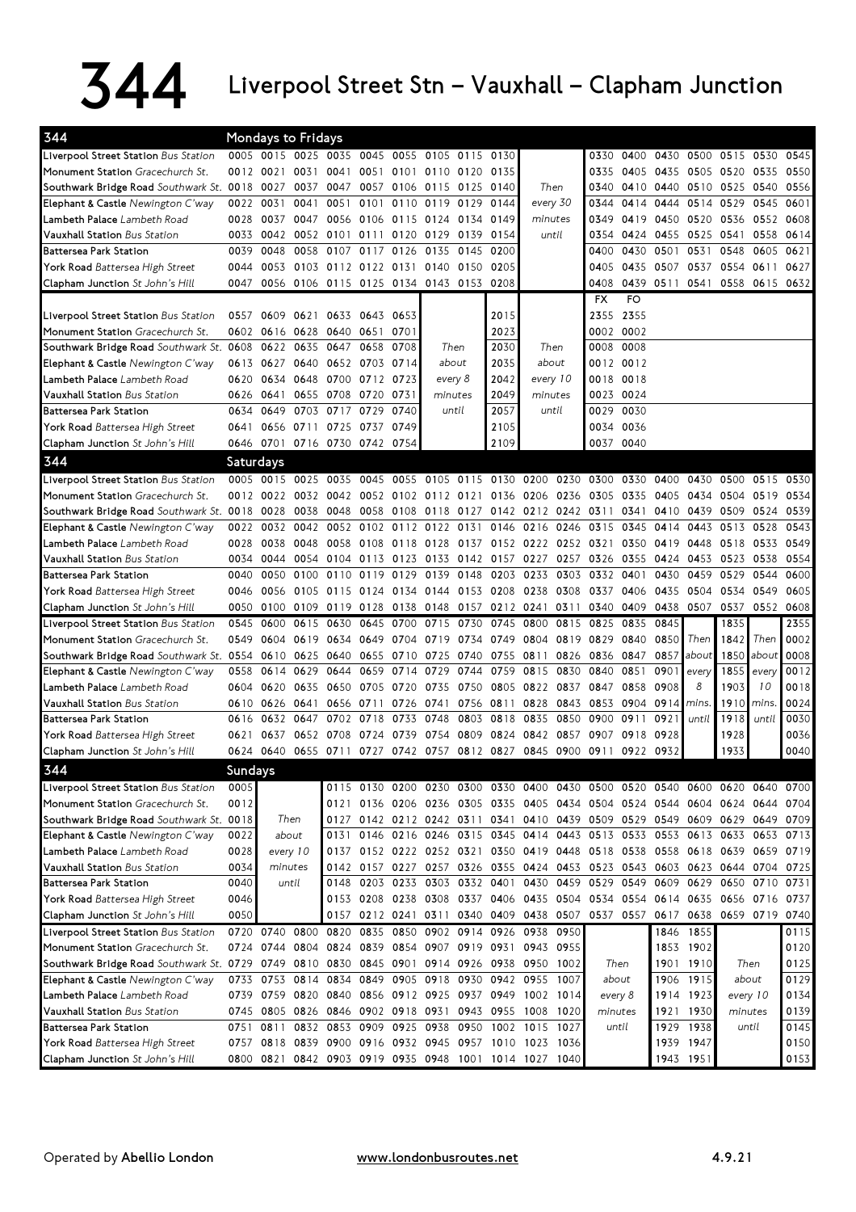# 344 Liverpool Street Stn – Vauxhall – Clapham Junction

## 344 Mondays to Fridays

| | | | | | | | | | | | | | | | | | |
|---|---|---|---|---|---|---|---|---|---|---|---|---|---|---|---|---|---|
| Liverpool Street Station *Bus Station* | 0005 | 0015 | 0025 | 0035 | 0045 | 0055 | 0105 | 0115 | 0130 | | 0330 | 0400 | 0430 | 0500 | 0515 | 0530 | 0545 |
| Monument Station *Gracechurch St.* | 0012 | 0021 | 0031 | 0041 | 0051 | 0101 | 0110 | 0120 | 0135 | Then | 0335 | 0405 | 0435 | 0505 | 0520 | 0535 | 0550 |
| Southwark Bridge Road *Southwark St.* | 0018 | 0027 | 0037 | 0047 | 0057 | 0106 | 0115 | 0125 | 0140 | every 30 | 0340 | 0410 | 0440 | 0510 | 0525 | 0540 | 0556 |
| Elephant & Castle *Newington C'way* | 0022 | 0031 | 0041 | 0051 | 0101 | 0110 | 0119 | 0129 | 0144 | minutes | 0344 | 0414 | 0444 | 0514 | 0529 | 0545 | 0601 |
| Lambeth Palace *Lambeth Road* | 0028 | 0037 | 0047 | 0056 | 0106 | 0115 | 0124 | 0134 | 0149 | until | 0349 | 0419 | 0450 | 0520 | 0536 | 0552 | 0608 |
| Vauxhall Station *Bus Station* | 0033 | 0042 | 0052 | 0101 | 0111 | 0120 | 0129 | 0139 | 0154 | | 0354 | 0424 | 0455 | 0525 | 0541 | 0558 | 0614 |
| Battersea Park Station | 0039 | 0048 | 0058 | 0107 | 0117 | 0126 | 0135 | 0145 | 0200 | | 0400 | 0430 | 0501 | 0531 | 0548 | 0605 | 0621 |
| York Road *Battersea High Street* | 0044 | 0053 | 0103 | 0112 | 0122 | 0131 | 0140 | 0150 | 0205 | | 0405 | 0435 | 0507 | 0537 | 0554 | 0611 | 0627 |
| Clapham Junction *St John's Hill* | 0047 | 0056 | 0106 | 0115 | 0125 | 0134 | 0143 | 0153 | 0208 | | 0408 | 0439 | 0511 | 0541 | 0558 | 0615 | 0632 |

| | | | | | | | | | | | FX | FO |
|---|---|---|---|---|---|---|---|---|---|---|---|---|
| Liverpool Street Station *Bus Station* | 0557 | 0609 | 0621 | 0633 | 0643 | 0653 | | 2015 | | | 2355 | 2355 |
| Monument Station *Gracechurch St.* | 0602 | 0616 | 0628 | 0640 | 0651 | 0701 | | 2023 | | | 0002 | 0002 |
| Southwark Bridge Road *Southwark St.* | 0608 | 0622 | 0635 | 0647 | 0658 | 0708 | Then | 2030 | Then | | 0008 | 0008 |
| Elephant & Castle *Newington C'way* | 0613 | 0627 | 0640 | 0652 | 0703 | 0714 | about | 2035 | about | | 0012 | 0012 |
| Lambeth Palace *Lambeth Road* | 0620 | 0634 | 0648 | 0700 | 0712 | 0723 | every 8 | 2042 | every 10 | | 0018 | 0018 |
| Vauxhall Station *Bus Station* | 0626 | 0641 | 0655 | 0708 | 0720 | 0731 | minutes | 2049 | minutes | | 0023 | 0024 |
| Battersea Park Station | 0634 | 0649 | 0703 | 0717 | 0729 | 0740 | until | 2057 | until | | 0029 | 0030 |
| York Road *Battersea High Street* | 0641 | 0656 | 0711 | 0725 | 0737 | 0749 | | 2105 | | | 0034 | 0036 |
| Clapham Junction *St John's Hill* | 0646 | 0701 | 0716 | 0730 | 0742 | 0754 | | 2109 | | | 0037 | 0040 |

## 344 Saturdays

| | | | | | | | | | | | | | | | | | | |
|---|---|---|---|---|---|---|---|---|---|---|---|---|---|---|---|---|---|---|
| Liverpool Street Station *Bus Station* | 0005 | 0015 | 0025 | 0035 | 0045 | 0055 | 0105 | 0115 | 0130 | 0200 | 0230 | 0300 | 0330 | 0400 | 0430 | 0500 | 0515 | 0530 |
| Monument Station *Gracechurch St.* | 0012 | 0022 | 0032 | 0042 | 0052 | 0102 | 0112 | 0121 | 0136 | 0206 | 0236 | 0305 | 0335 | 0405 | 0434 | 0504 | 0519 | 0534 |
| Southwark Bridge Road *Southwark St.* | 0018 | 0028 | 0038 | 0048 | 0058 | 0108 | 0118 | 0127 | 0142 | 0212 | 0242 | 0311 | 0341 | 0410 | 0439 | 0509 | 0524 | 0539 |
| Elephant & Castle *Newington C'way* | 0022 | 0032 | 0042 | 0052 | 0102 | 0112 | 0122 | 0131 | 0146 | 0216 | 0246 | 0315 | 0345 | 0414 | 0443 | 0513 | 0528 | 0543 |
| Lambeth Palace *Lambeth Road* | 0028 | 0038 | 0048 | 0058 | 0108 | 0118 | 0128 | 0137 | 0152 | 0222 | 0252 | 0321 | 0350 | 0419 | 0448 | 0518 | 0533 | 0549 |
| Vauxhall Station *Bus Station* | 0034 | 0044 | 0054 | 0104 | 0113 | 0123 | 0133 | 0142 | 0157 | 0227 | 0257 | 0326 | 0355 | 0424 | 0453 | 0523 | 0538 | 0554 |
| Battersea Park Station | 0040 | 0050 | 0100 | 0110 | 0119 | 0129 | 0139 | 0148 | 0203 | 0233 | 0303 | 0332 | 0401 | 0430 | 0459 | 0529 | 0544 | 0600 |
| York Road *Battersea High Street* | 0046 | 0056 | 0105 | 0115 | 0124 | 0134 | 0144 | 0153 | 0208 | 0238 | 0308 | 0337 | 0406 | 0435 | 0504 | 0534 | 0549 | 0605 |
| Clapham Junction *St John's Hill* | 0050 | 0100 | 0109 | 0119 | 0128 | 0138 | 0148 | 0157 | 0212 | 0241 | 0311 | 0340 | 0409 | 0438 | 0507 | 0537 | 0552 | 0608 |

| | | | | | | | | | | | | | | | | | | |
|---|---|---|---|---|---|---|---|---|---|---|---|---|---|---|---|---|---|---|
| Liverpool Street Station *Bus Station* | 0545 | 0600 | 0615 | 0630 | 0645 | 0700 | 0715 | 0730 | 0745 | 0800 | 0815 | 0825 | 0835 | 0845 | | 1835 | | 2355 |
| Monument Station *Gracechurch St.* | 0549 | 0604 | 0619 | 0634 | 0649 | 0704 | 0719 | 0734 | 0749 | 0804 | 0819 | 0829 | 0840 | 0850 | Then | 1842 | Then | 0002 |
| Southwark Bridge Road *Southwark St.* | 0554 | 0610 | 0625 | 0640 | 0655 | 0710 | 0725 | 0740 | 0755 | 0811 | 0826 | 0836 | 0847 | 0857 | about | 1850 | about | 0008 |
| Elephant & Castle *Newington C'way* | 0558 | 0614 | 0629 | 0644 | 0659 | 0714 | 0729 | 0744 | 0759 | 0815 | 0830 | 0840 | 0851 | 0901 | every | 1855 | every | 0012 |
| Lambeth Palace *Lambeth Road* | 0604 | 0620 | 0635 | 0650 | 0705 | 0720 | 0735 | 0750 | 0805 | 0822 | 0837 | 0847 | 0858 | 0908 | 8 | 1903 | 10 | 0018 |
| Vauxhall Station *Bus Station* | 0610 | 0626 | 0641 | 0656 | 0711 | 0726 | 0741 | 0756 | 0811 | 0828 | 0843 | 0853 | 0904 | 0914 | mins. | 1910 | mins. | 0024 |
| Battersea Park Station | 0616 | 0632 | 0647 | 0702 | 0718 | 0733 | 0748 | 0803 | 0818 | 0835 | 0850 | 0900 | 0911 | 0921 | until | 1918 | until | 0030 |
| York Road *Battersea High Street* | 0621 | 0637 | 0652 | 0708 | 0724 | 0739 | 0754 | 0809 | 0824 | 0842 | 0857 | 0907 | 0918 | 0928 | | 1928 | | 0036 |
| Clapham Junction *St John's Hill* | 0624 | 0640 | 0655 | 0711 | 0727 | 0742 | 0757 | 0812 | 0827 | 0845 | 0900 | 0911 | 0922 | 0932 | | 1933 | | 0040 |

## 344 Sundays

| | | | | | | | | | | | | | | | | | |
|---|---|---|---|---|---|---|---|---|---|---|---|---|---|---|---|---|---|
| Liverpool Street Station *Bus Station* | 0005 | | 0115 | 0130 | 0200 | 0230 | 0300 | 0330 | 0400 | 0430 | 0500 | 0520 | 0540 | 0600 | 0620 | 0640 | 0700 |
| Monument Station *Gracechurch St.* | 0012 | | 0121 | 0136 | 0206 | 0236 | 0305 | 0335 | 0405 | 0434 | 0504 | 0524 | 0544 | 0604 | 0624 | 0644 | 0704 |
| Southwark Bridge Road *Southwark St.* | 0018 | Then | 0127 | 0142 | 0212 | 0242 | 0311 | 0341 | 0410 | 0439 | 0509 | 0529 | 0549 | 0609 | 0629 | 0649 | 0709 |
| Elephant & Castle *Newington C'way* | 0022 | about | 0131 | 0146 | 0216 | 0246 | 0315 | 0345 | 0414 | 0443 | 0513 | 0533 | 0553 | 0613 | 0633 | 0653 | 0713 |
| Lambeth Palace *Lambeth Road* | 0028 | every 10 | 0137 | 0152 | 0222 | 0252 | 0321 | 0350 | 0419 | 0448 | 0518 | 0538 | 0558 | 0618 | 0639 | 0659 | 0719 |
| Vauxhall Station *Bus Station* | 0034 | minutes | 0142 | 0157 | 0227 | 0257 | 0326 | 0355 | 0424 | 0453 | 0523 | 0543 | 0603 | 0623 | 0644 | 0704 | 0725 |
| Battersea Park Station | 0040 | until | 0148 | 0203 | 0233 | 0303 | 0332 | 0401 | 0430 | 0459 | 0529 | 0549 | 0609 | 0629 | 0650 | 0710 | 0731 |
| York Road *Battersea High Street* | 0046 | | 0153 | 0208 | 0238 | 0308 | 0337 | 0406 | 0435 | 0504 | 0534 | 0554 | 0614 | 0635 | 0656 | 0716 | 0737 |
| Clapham Junction *St John's Hill* | 0050 | | 0157 | 0212 | 0241 | 0311 | 0340 | 0409 | 0438 | 0507 | 0537 | 0557 | 0617 | 0638 | 0659 | 0719 | 0740 |

| | | | | | | | | | | | | | | | | |
|---|---|---|---|---|---|---|---|---|---|---|---|---|---|---|---|---|
| Liverpool Street Station *Bus Station* | 0720 | 0740 | 0800 | 0820 | 0835 | 0850 | 0902 | 0914 | 0926 | 0938 | 0950 | | 1846 | 1855 | | 0115 |
| Monument Station *Gracechurch St.* | 0724 | 0744 | 0804 | 0824 | 0839 | 0854 | 0907 | 0919 | 0931 | 0943 | 0955 | | 1853 | 1902 | | 0120 |
| Southwark Bridge Road *Southwark St.* | 0729 | 0749 | 0810 | 0830 | 0845 | 0901 | 0914 | 0926 | 0938 | 0950 | 1002 | Then | 1901 | 1910 | Then | 0125 |
| Elephant & Castle *Newington C'way* | 0733 | 0753 | 0814 | 0834 | 0849 | 0905 | 0918 | 0930 | 0942 | 0955 | 1007 | about | 1906 | 1915 | about | 0129 |
| Lambeth Palace *Lambeth Road* | 0739 | 0759 | 0820 | 0840 | 0856 | 0912 | 0925 | 0937 | 0949 | 1002 | 1014 | every 8 | 1914 | 1923 | every 10 | 0134 |
| Vauxhall Station *Bus Station* | 0745 | 0805 | 0826 | 0846 | 0902 | 0918 | 0931 | 0943 | 0955 | 1008 | 1020 | minutes | 1921 | 1930 | minutes | 0139 |
| Battersea Park Station | 0751 | 0811 | 0832 | 0853 | 0909 | 0925 | 0938 | 0950 | 1002 | 1015 | 1027 | until | 1929 | 1938 | until | 0145 |
| York Road *Battersea High Street* | 0757 | 0818 | 0839 | 0900 | 0916 | 0932 | 0945 | 0957 | 1010 | 1023 | 1036 | | 1939 | 1947 | | 0150 |
| Clapham Junction *St John's Hill* | 0800 | 0821 | 0842 | 0903 | 0919 | 0935 | 0948 | 1001 | 1014 | 1027 | 1040 | | 1943 | 1951 | | 0153 |

Operated by **Abellio London** www.londonbusroutes.net 4.9.21